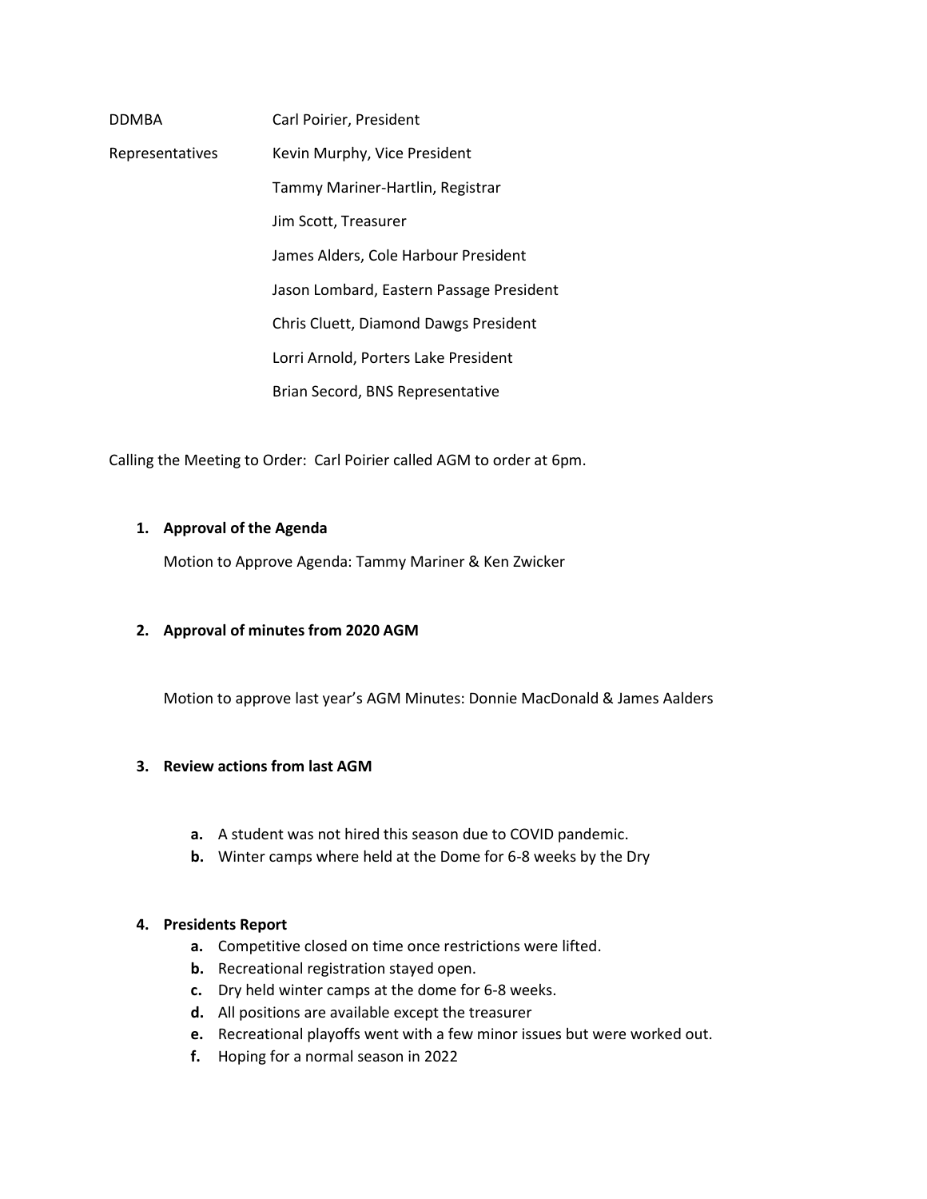| DDMBA | Carl Poirier, President |
| --- | --- |
| Representatives | Kevin Murphy, Vice President |
| | Tammy Mariner-Hartlin, Registrar |
| | Jim Scott, Treasurer |
| | James Alders, Cole Harbour President |
| | Jason Lombard, Eastern Passage President |
| | Chris Cluett, Diamond Dawgs President |
| | Lorri Arnold, Porters Lake President |
| | Brian Secord, BNS Representative |

Calling the Meeting to Order: Carl Poirier called AGM to order at 6pm.

1. **Approval of the Agenda**

   Motion to Approve Agenda: Tammy Mariner & Ken Zwicker

2. **Approval of minutes from 2020 AGM**

   Motion to approve last year's AGM Minutes: Donnie MacDonald & James Aalders

3. **Review actions from last AGM**

   a. A student was not hired this season due to COVID pandemic.
   b. Winter camps where held at the Dome for 6-8 weeks by the Dry

4. **Presidents Report**
   a. Competitive closed on time once restrictions were lifted.
   b. Recreational registration stayed open.
   c. Dry held winter camps at the dome for 6-8 weeks.
   d. All positions are available except the treasurer
   e. Recreational playoffs went with a few minor issues but were worked out.
   f. Hoping for a normal season in 2022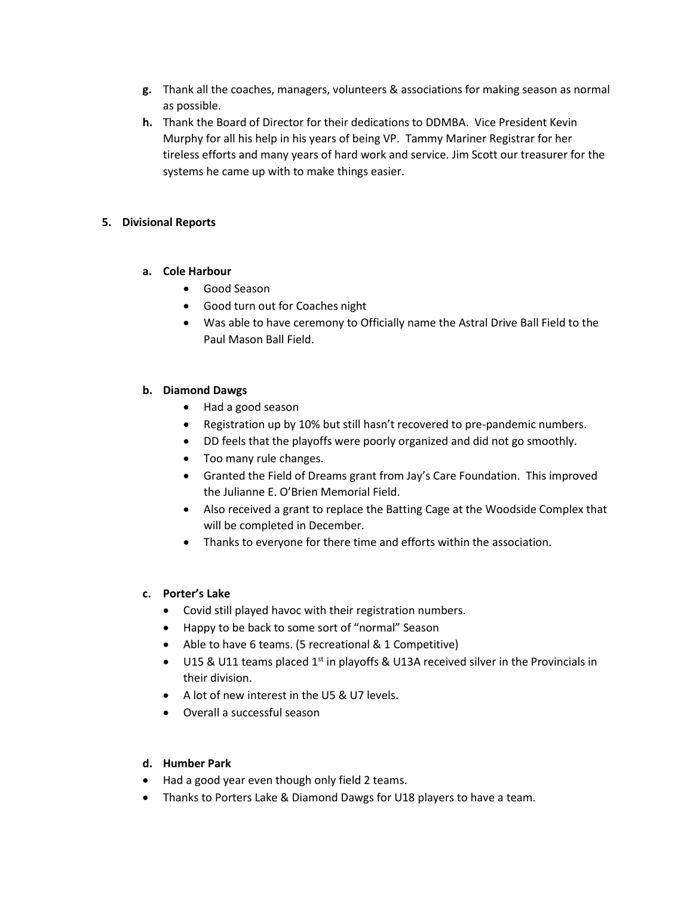g. Thank all the coaches, managers, volunteers & associations for making season as normal as possible.

h. Thank the Board of Director for their dedications to DDMBA. Vice President Kevin Murphy for all his help in his years of being VP. Tammy Mariner Registrar for her tireless efforts and many years of hard work and service. Jim Scott our treasurer for the systems he came up with to make things easier.

**5. Divisional Reports**

**a. Cole Harbour**

- Good Season
- Good turn out for Coaches night
- Was able to have ceremony to Officially name the Astral Drive Ball Field to the Paul Mason Ball Field.

**b. Diamond Dawgs**

- Had a good season
- Registration up by 10% but still hasn't recovered to pre-pandemic numbers.
- DD feels that the playoffs were poorly organized and did not go smoothly.
- Too many rule changes.
- Granted the Field of Dreams grant from Jay's Care Foundation. This improved the Julianne E. O'Brien Memorial Field.
- Also received a grant to replace the Batting Cage at the Woodside Complex that will be completed in December.
- Thanks to everyone for there time and efforts within the association.

**c. Porter's Lake**

- Covid still played havoc with their registration numbers.
- Happy to be back to some sort of "normal" Season
- Able to have 6 teams. (5 recreational & 1 Competitive)
- U15 & U11 teams placed 1st in playoffs & U13A received silver in the Provincials in their division.
- A lot of new interest in the U5 & U7 levels.
- Overall a successful season

**d. Humber Park**

- Had a good year even though only field 2 teams.
- Thanks to Porters Lake & Diamond Dawgs for U18 players to have a team.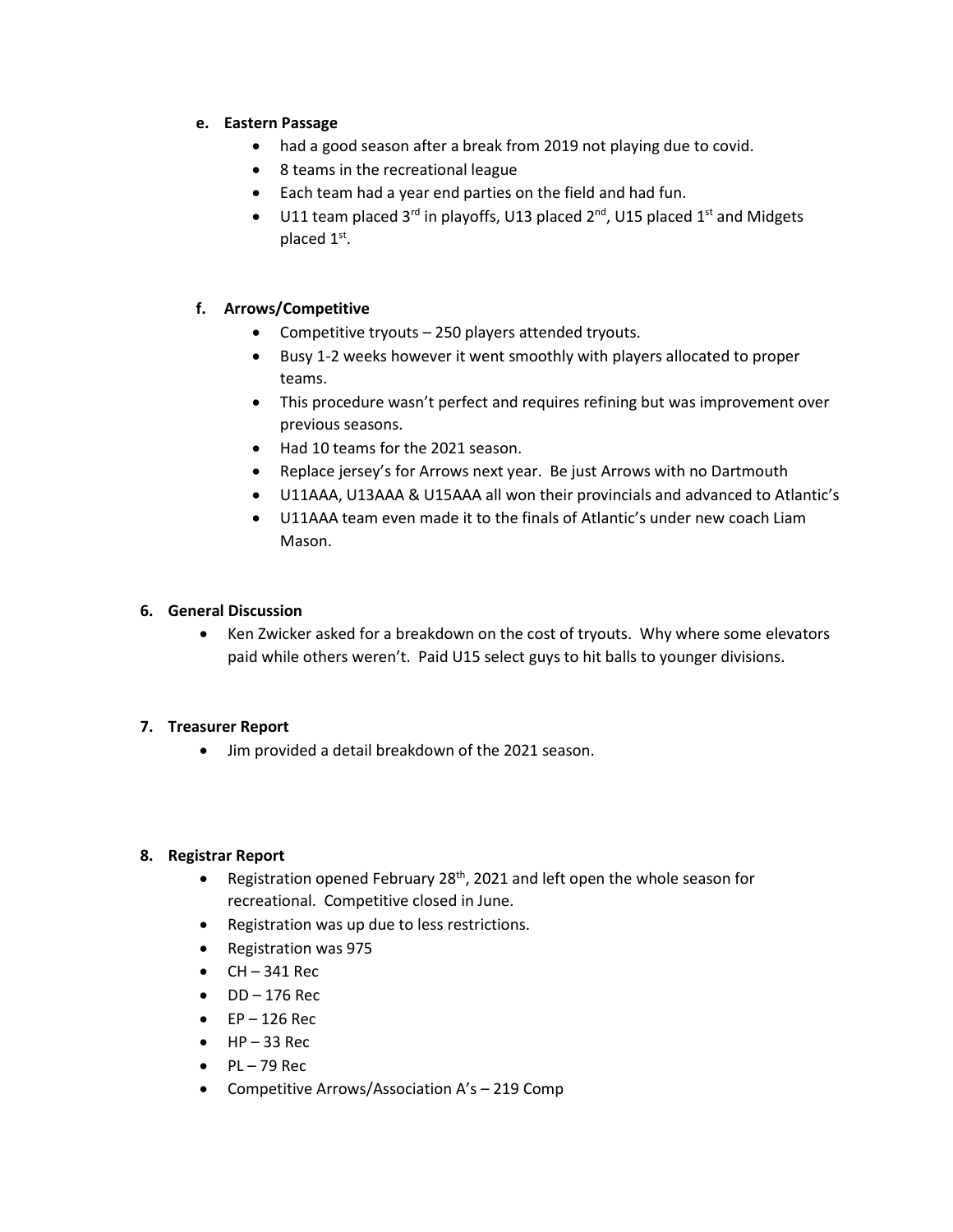**e. Eastern Passage**

- had a good season after a break from 2019 not playing due to covid.
- 8 teams in the recreational league
- Each team had a year end parties on the field and had fun.
- U11 team placed 3rd in playoffs, U13 placed 2nd, U15 placed 1st and Midgets placed 1st.

**f. Arrows/Competitive**

- Competitive tryouts – 250 players attended tryouts.
- Busy 1-2 weeks however it went smoothly with players allocated to proper teams.
- This procedure wasn't perfect and requires refining but was improvement over previous seasons.
- Had 10 teams for the 2021 season.
- Replace jersey's for Arrows next year. Be just Arrows with no Dartmouth
- U11AAA, U13AAA & U15AAA all won their provincials and advanced to Atlantic's
- U11AAA team even made it to the finals of Atlantic's under new coach Liam Mason.

## 6. General Discussion

- Ken Zwicker asked for a breakdown on the cost of tryouts. Why where some elevators paid while others weren't. Paid U15 select guys to hit balls to younger divisions.

## 7. Treasurer Report

- Jim provided a detail breakdown of the 2021 season.

## 8. Registrar Report

- Registration opened February 28th, 2021 and left open the whole season for recreational. Competitive closed in June.
- Registration was up due to less restrictions.
- Registration was 975
- CH – 341 Rec
- DD – 176 Rec
- EP – 126 Rec
- HP – 33 Rec
- PL – 79 Rec
- Competitive Arrows/Association A's – 219 Comp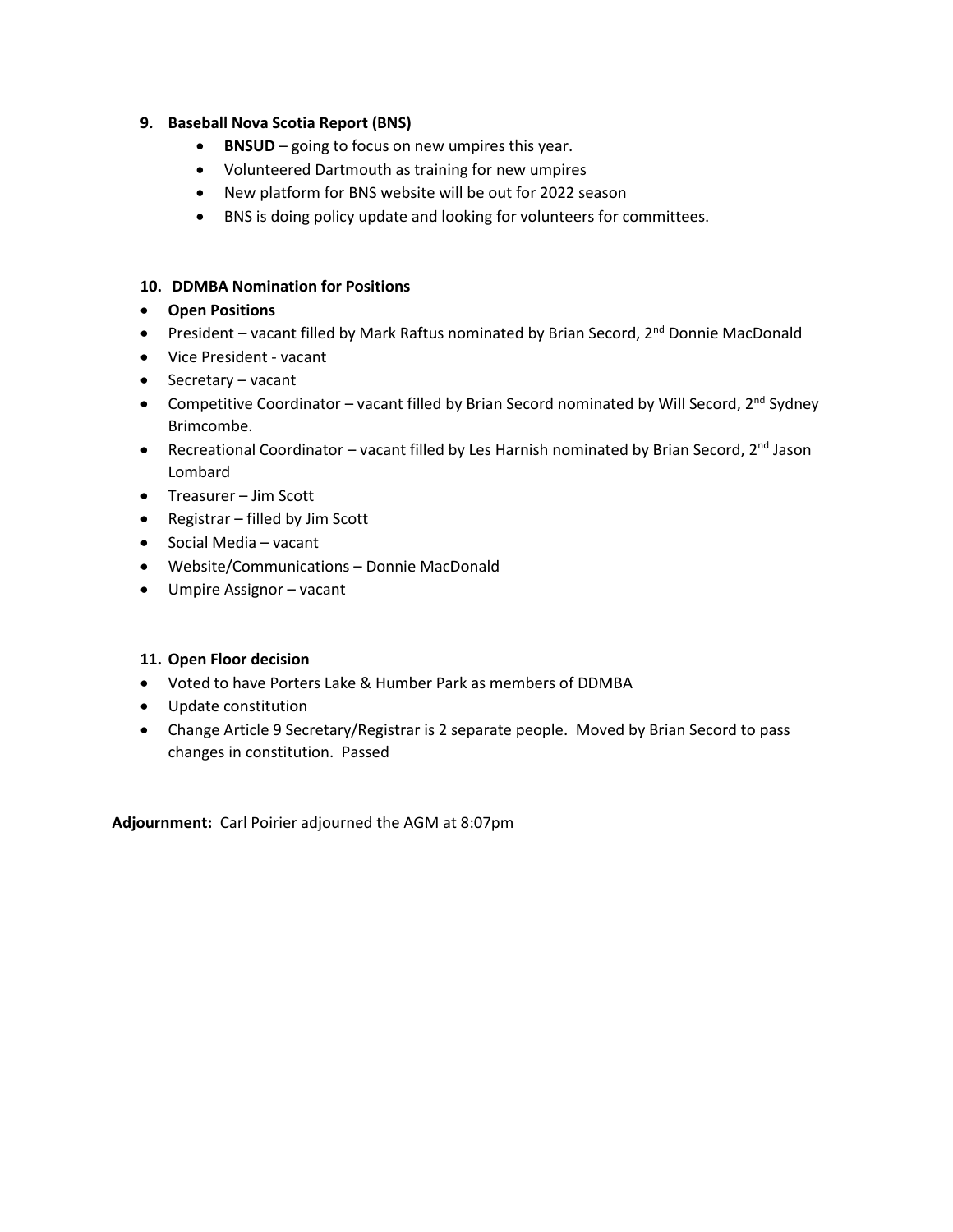**9. Baseball Nova Scotia Report (BNS)**

- **BNSUD** – going to focus on new umpires this year.
- Volunteered Dartmouth as training for new umpires
- New platform for BNS website will be out for 2022 season
- BNS is doing policy update and looking for volunteers for committees.

**10. DDMBA Nomination for Positions**

- **Open Positions**
- President – vacant filled by Mark Raftus nominated by Brian Secord, 2nd Donnie MacDonald
- Vice President - vacant
- Secretary – vacant
- Competitive Coordinator – vacant filled by Brian Secord nominated by Will Secord, 2nd Sydney Brimcombe.
- Recreational Coordinator – vacant filled by Les Harnish nominated by Brian Secord, 2nd Jason Lombard
- Treasurer – Jim Scott
- Registrar – filled by Jim Scott
- Social Media – vacant
- Website/Communications – Donnie MacDonald
- Umpire Assignor – vacant

**11. Open Floor decision**

- Voted to have Porters Lake & Humber Park as members of DDMBA
- Update constitution
- Change Article 9 Secretary/Registrar is 2 separate people. Moved by Brian Secord to pass changes in constitution. Passed

**Adjournment:** Carl Poirier adjourned the AGM at 8:07pm